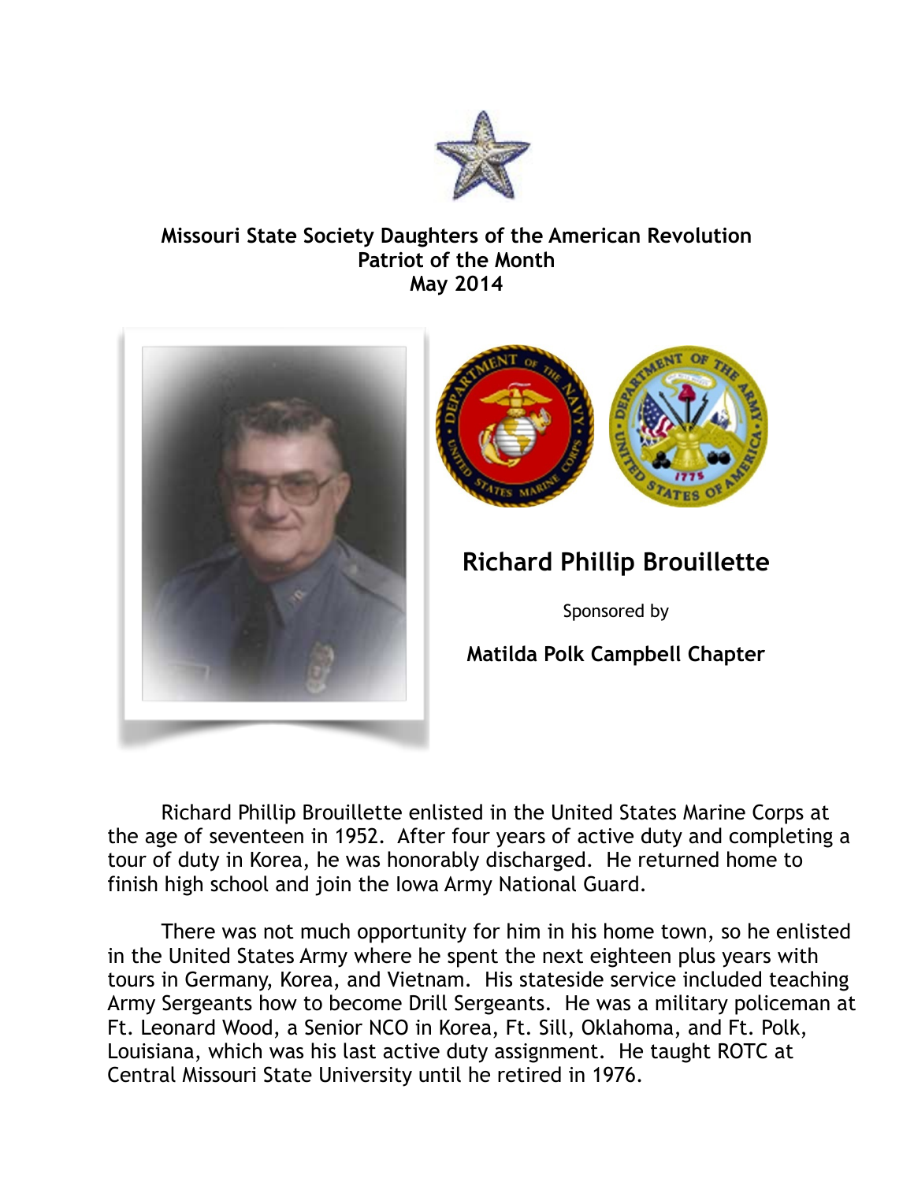**Missouri State Society Daughters of the American Revolution**
**Patriot of the Month**
**May 2014**

## Richard Phillip Brouillette

Sponsored by

**Matilda Polk Campbell Chapter**

Richard Phillip Brouillette enlisted in the United States Marine Corps at the age of seventeen in 1952. After four years of active duty and completing a tour of duty in Korea, he was honorably discharged. He returned home to finish high school and join the Iowa Army National Guard.

There was not much opportunity for him in his home town, so he enlisted in the United States Army where he spent the next eighteen plus years with tours in Germany, Korea, and Vietnam. His stateside service included teaching Army Sergeants how to become Drill Sergeants. He was a military policeman at Ft. Leonard Wood, a Senior NCO in Korea, Ft. Sill, Oklahoma, and Ft. Polk, Louisiana, which was his last active duty assignment. He taught ROTC at Central Missouri State University until he retired in 1976.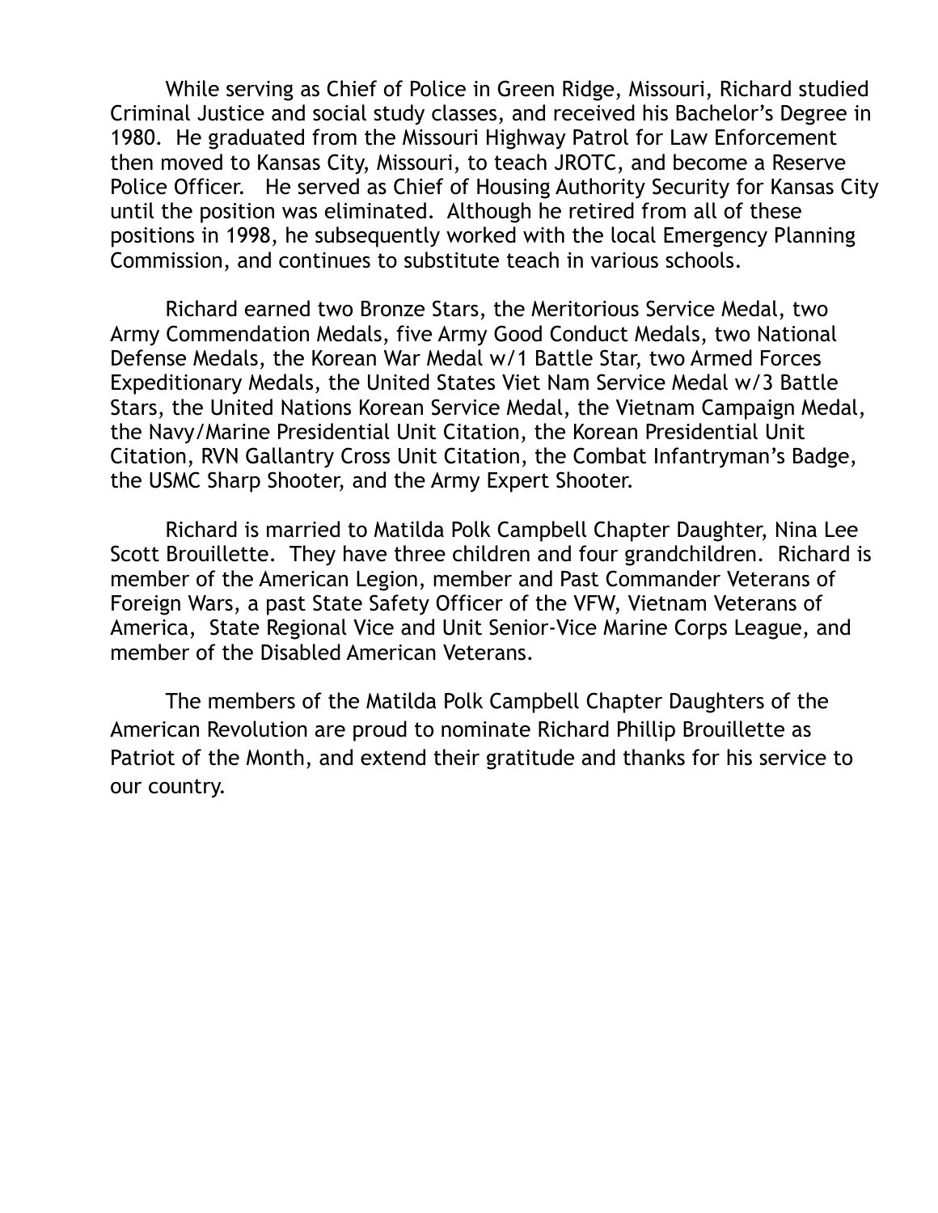While serving as Chief of Police in Green Ridge, Missouri, Richard studied Criminal Justice and social study classes, and received his Bachelor's Degree in 1980. He graduated from the Missouri Highway Patrol for Law Enforcement then moved to Kansas City, Missouri, to teach JROTC, and become a Reserve Police Officer. He served as Chief of Housing Authority Security for Kansas City until the position was eliminated. Although he retired from all of these positions in 1998, he subsequently worked with the local Emergency Planning Commission, and continues to substitute teach in various schools.

Richard earned two Bronze Stars, the Meritorious Service Medal, two Army Commendation Medals, five Army Good Conduct Medals, two National Defense Medals, the Korean War Medal w/1 Battle Star, two Armed Forces Expeditionary Medals, the United States Viet Nam Service Medal w/3 Battle Stars, the United Nations Korean Service Medal, the Vietnam Campaign Medal, the Navy/Marine Presidential Unit Citation, the Korean Presidential Unit Citation, RVN Gallantry Cross Unit Citation, the Combat Infantryman's Badge, the USMC Sharp Shooter, and the Army Expert Shooter.

Richard is married to Matilda Polk Campbell Chapter Daughter, Nina Lee Scott Brouillette. They have three children and four grandchildren. Richard is member of the American Legion, member and Past Commander Veterans of Foreign Wars, a past State Safety Officer of the VFW, Vietnam Veterans of America, State Regional Vice and Unit Senior-Vice Marine Corps League, and member of the Disabled American Veterans.

The members of the Matilda Polk Campbell Chapter Daughters of the American Revolution are proud to nominate Richard Phillip Brouillette as Patriot of the Month, and extend their gratitude and thanks for his service to our country.